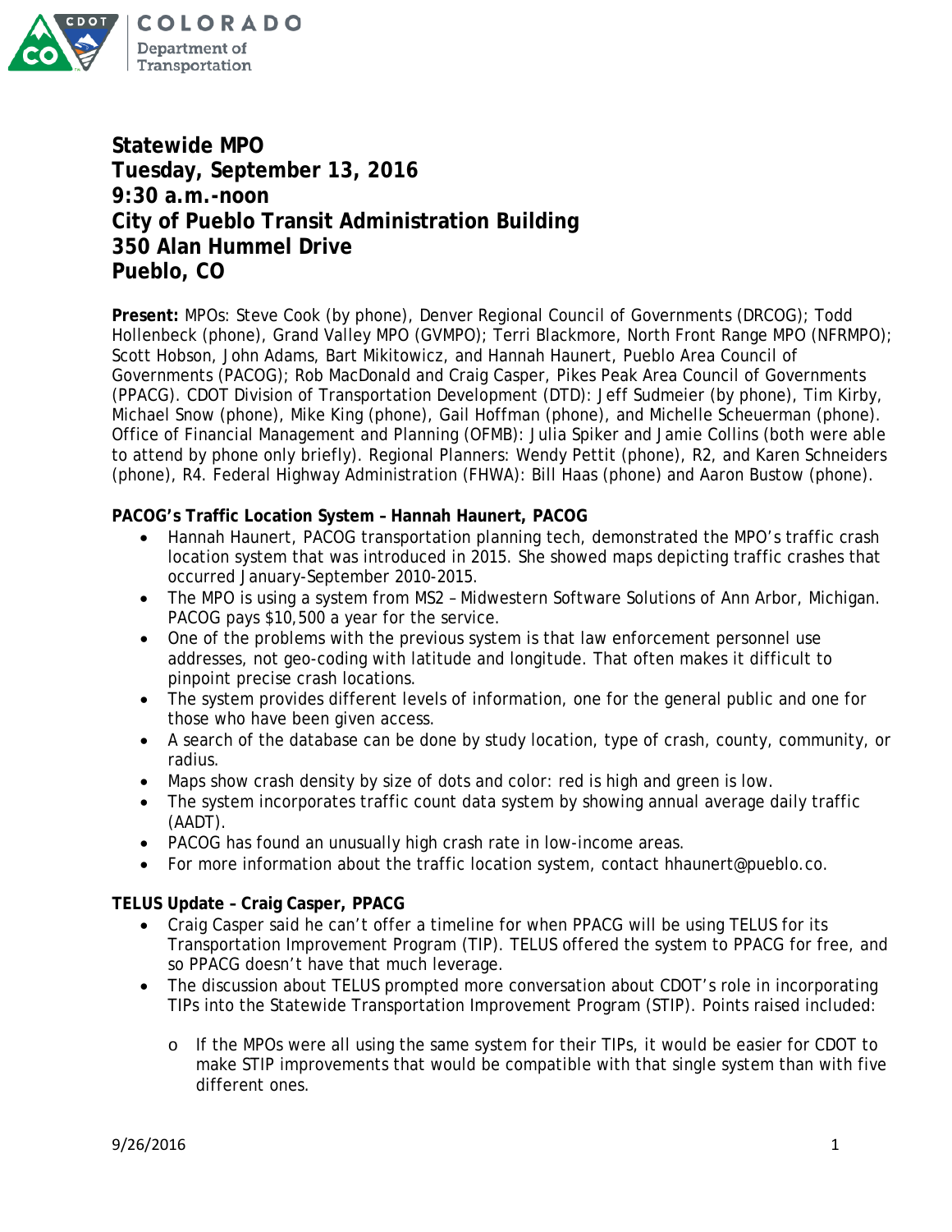# Statewide MPO
# Tuesday, September 13, 2016
# 9:30 a.m.-noon
# City of Pueblo Transit Administration Building
# 350 Alan Hummel Drive
# Pueblo, CO

**Present:** MPOs: Steve Cook (by phone), Denver Regional Council of Governments (DRCOG); Todd Hollenbeck (phone), Grand Valley MPO (GVMPO); Terri Blackmore, North Front Range MPO (NFRMPO); Scott Hobson, John Adams, Bart Mikitowicz, and Hannah Haunert, Pueblo Area Council of Governments (PACOG); Rob MacDonald and Craig Casper, Pikes Peak Area Council of Governments (PPACG). CDOT Division of Transportation Development (DTD): Jeff Sudmeier (by phone), Tim Kirby, Michael Snow (phone), Mike King (phone), Gail Hoffman (phone), and Michelle Scheuerman (phone). Office of Financial Management and Planning (OFMB): Julia Spiker and Jamie Collins (both were able to attend by phone only briefly). Regional Planners: Wendy Pettit (phone), R2, and Karen Schneiders (phone), R4. Federal Highway Administration (FHWA): Bill Haas (phone) and Aaron Bustow (phone).

**PACOG's Traffic Location System – Hannah Haunert, PACOG**

- Hannah Haunert, PACOG transportation planning tech, demonstrated the MPO's traffic crash location system that was introduced in 2015. She showed maps depicting traffic crashes that occurred January-September 2010-2015.
- The MPO is using a system from MS2 – Midwestern Software Solutions of Ann Arbor, Michigan. PACOG pays $10,500 a year for the service.
- One of the problems with the previous system is that law enforcement personnel use addresses, not geo-coding with latitude and longitude. That often makes it difficult to pinpoint precise crash locations.
- The system provides different levels of information, one for the general public and one for those who have been given access.
- A search of the database can be done by study location, type of crash, county, community, or radius.
- Maps show crash density by size of dots and color: red is high and green is low.
- The system incorporates traffic count data system by showing annual average daily traffic (AADT).
- PACOG has found an unusually high crash rate in low-income areas.
- For more information about the traffic location system, contact hhaunert@pueblo.co.

**TELUS Update – Craig Casper, PPACG**

- Craig Casper said he can't offer a timeline for when PPACG will be using TELUS for its Transportation Improvement Program (TIP). TELUS offered the system to PPACG for free, and so PPACG doesn't have that much leverage.
- The discussion about TELUS prompted more conversation about CDOT's role in incorporating TIPs into the Statewide Transportation Improvement Program (STIP). Points raised included:
  - If the MPOs were all using the same system for their TIPs, it would be easier for CDOT to make STIP improvements that would be compatible with that single system than with five different ones.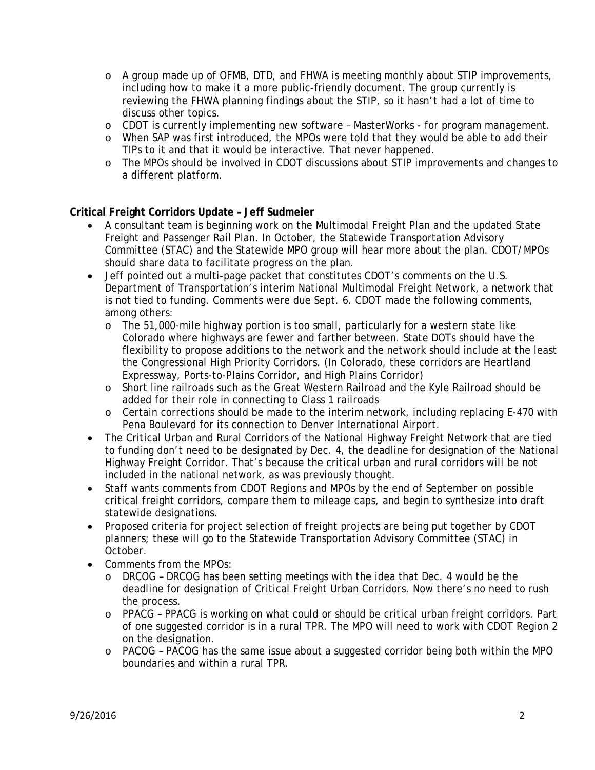- A group made up of OFMB, DTD, and FHWA is meeting monthly about STIP improvements, including how to make it a more public-friendly document. The group currently is reviewing the FHWA planning findings about the STIP, so it hasn't had a lot of time to discuss other topics.
  - CDOT is currently implementing new software – MasterWorks - for program management.
  - When SAP was first introduced, the MPOs were told that they would be able to add their TIPs to it and that it would be interactive. That never happened.
  - The MPOs should be involved in CDOT discussions about STIP improvements and changes to a different platform.

**Critical Freight Corridors Update – Jeff Sudmeier**

- A consultant team is beginning work on the Multimodal Freight Plan and the updated State Freight and Passenger Rail Plan. In October, the Statewide Transportation Advisory Committee (STAC) and the Statewide MPO group will hear more about the plan. CDOT/MPOs should share data to facilitate progress on the plan.
- Jeff pointed out a multi-page packet that constitutes CDOT's comments on the U.S. Department of Transportation's interim National Multimodal Freight Network, a network that is not tied to funding. Comments were due Sept. 6. CDOT made the following comments, among others:
  - The 51,000-mile highway portion is too small, particularly for a western state like Colorado where highways are fewer and farther between. State DOTs should have the flexibility to propose additions to the network and the network should include at the least the Congressional High Priority Corridors. (In Colorado, these corridors are Heartland Expressway, Ports-to-Plains Corridor, and High Plains Corridor)
  - Short line railroads such as the Great Western Railroad and the Kyle Railroad should be added for their role in connecting to Class 1 railroads
  - Certain corrections should be made to the interim network, including replacing E-470 with Pena Boulevard for its connection to Denver International Airport.
- The Critical Urban and Rural Corridors of the National Highway Freight Network that are tied to funding don't need to be designated by Dec. 4, the deadline for designation of the National Highway Freight Corridor. That's because the critical urban and rural corridors will be not included in the national network, as was previously thought.
- Staff wants comments from CDOT Regions and MPOs by the end of September on possible critical freight corridors, compare them to mileage caps, and begin to synthesize into draft statewide designations.
- Proposed criteria for project selection of freight projects are being put together by CDOT planners; these will go to the Statewide Transportation Advisory Committee (STAC) in October.
- Comments from the MPOs:
  - DRCOG – DRCOG has been setting meetings with the idea that Dec. 4 would be the deadline for designation of Critical Freight Urban Corridors. Now there's no need to rush the process.
  - PPACG – PPACG is working on what could or should be critical urban freight corridors. Part of one suggested corridor is in a rural TPR. The MPO will need to work with CDOT Region 2 on the designation.
  - PACOG – PACOG has the same issue about a suggested corridor being both within the MPO boundaries and within a rural TPR.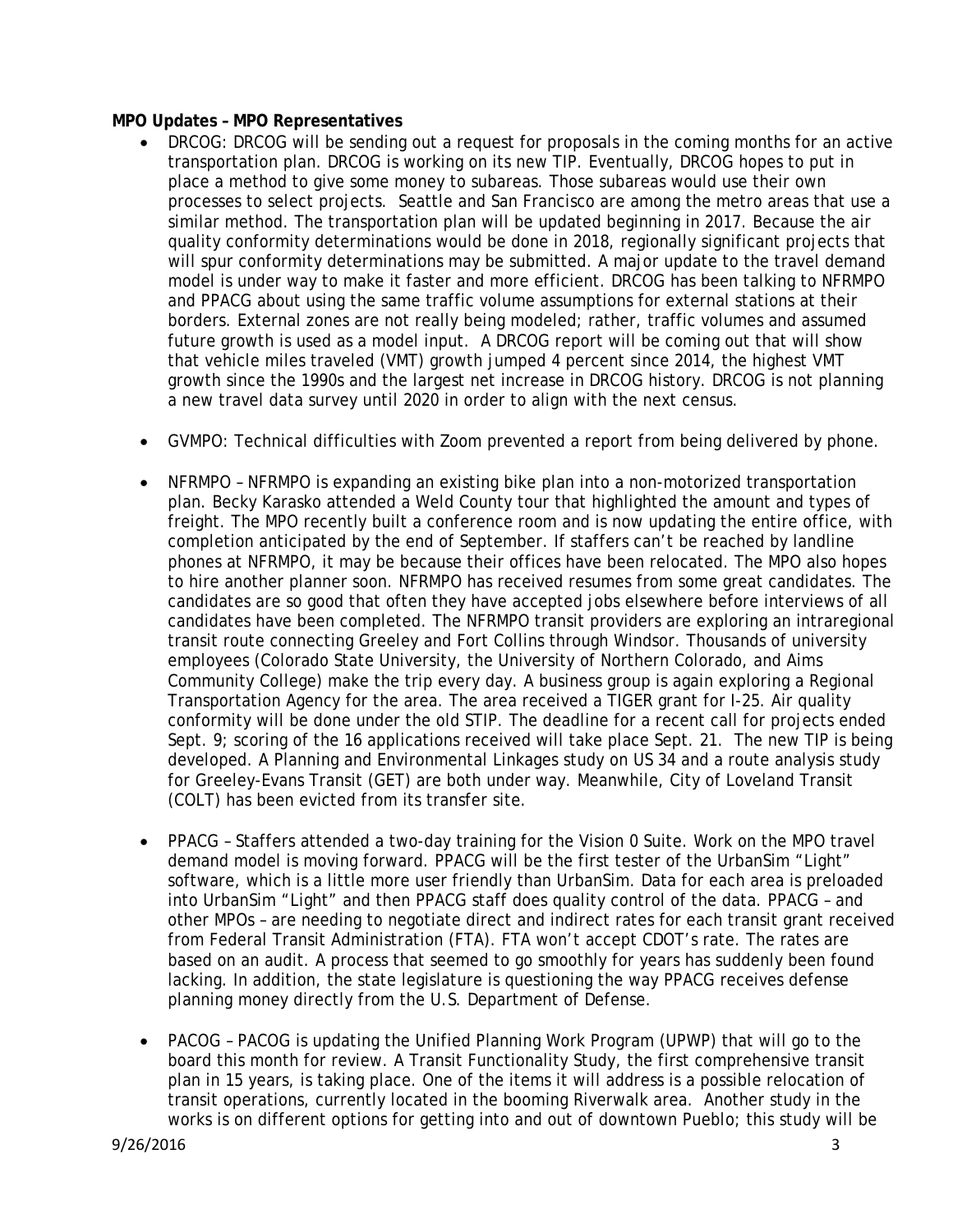**MPO Updates – MPO Representatives**

- DRCOG: DRCOG will be sending out a request for proposals in the coming months for an active transportation plan. DRCOG is working on its new TIP. Eventually, DRCOG hopes to put in place a method to give some money to subareas. Those subareas would use their own processes to select projects. Seattle and San Francisco are among the metro areas that use a similar method. The transportation plan will be updated beginning in 2017. Because the air quality conformity determinations would be done in 2018, regionally significant projects that will spur conformity determinations may be submitted. A major update to the travel demand model is under way to make it faster and more efficient. DRCOG has been talking to NFRMPO and PPACG about using the same traffic volume assumptions for external stations at their borders. External zones are not really being modeled; rather, traffic volumes and assumed future growth is used as a model input. A DRCOG report will be coming out that will show that vehicle miles traveled (VMT) growth jumped 4 percent since 2014, the highest VMT growth since the 1990s and the largest net increase in DRCOG history. DRCOG is not planning a new travel data survey until 2020 in order to align with the next census.

- GVMPO: Technical difficulties with Zoom prevented a report from being delivered by phone.

- NFRMPO – NFRMPO is expanding an existing bike plan into a non-motorized transportation plan. Becky Karasko attended a Weld County tour that highlighted the amount and types of freight. The MPO recently built a conference room and is now updating the entire office, with completion anticipated by the end of September. If staffers can't be reached by landline phones at NFRMPO, it may be because their offices have been relocated. The MPO also hopes to hire another planner soon. NFRMPO has received resumes from some great candidates. The candidates are so good that often they have accepted jobs elsewhere before interviews of all candidates have been completed. The NFRMPO transit providers are exploring an intraregional transit route connecting Greeley and Fort Collins through Windsor. Thousands of university employees (Colorado State University, the University of Northern Colorado, and Aims Community College) make the trip every day. A business group is again exploring a Regional Transportation Agency for the area. The area received a TIGER grant for I-25. Air quality conformity will be done under the old STIP. The deadline for a recent call for projects ended Sept. 9; scoring of the 16 applications received will take place Sept. 21. The new TIP is being developed. A Planning and Environmental Linkages study on US 34 and a route analysis study for Greeley-Evans Transit (GET) are both under way. Meanwhile, City of Loveland Transit (COLT) has been evicted from its transfer site.

- PPACG – Staffers attended a two-day training for the Vision 0 Suite. Work on the MPO travel demand model is moving forward. PPACG will be the first tester of the UrbanSim "Light" software, which is a little more user friendly than UrbanSim. Data for each area is preloaded into UrbanSim "Light" and then PPACG staff does quality control of the data. PPACG – and other MPOs – are needing to negotiate direct and indirect rates for each transit grant received from Federal Transit Administration (FTA). FTA won't accept CDOT's rate. The rates are based on an audit. A process that seemed to go smoothly for years has suddenly been found lacking. In addition, the state legislature is questioning the way PPACG receives defense planning money directly from the U.S. Department of Defense.

- PACOG – PACOG is updating the Unified Planning Work Program (UPWP) that will go to the board this month for review. A Transit Functionality Study, the first comprehensive transit plan in 15 years, is taking place. One of the items it will address is a possible relocation of transit operations, currently located in the booming Riverwalk area. Another study in the works is on different options for getting into and out of downtown Pueblo; this study will be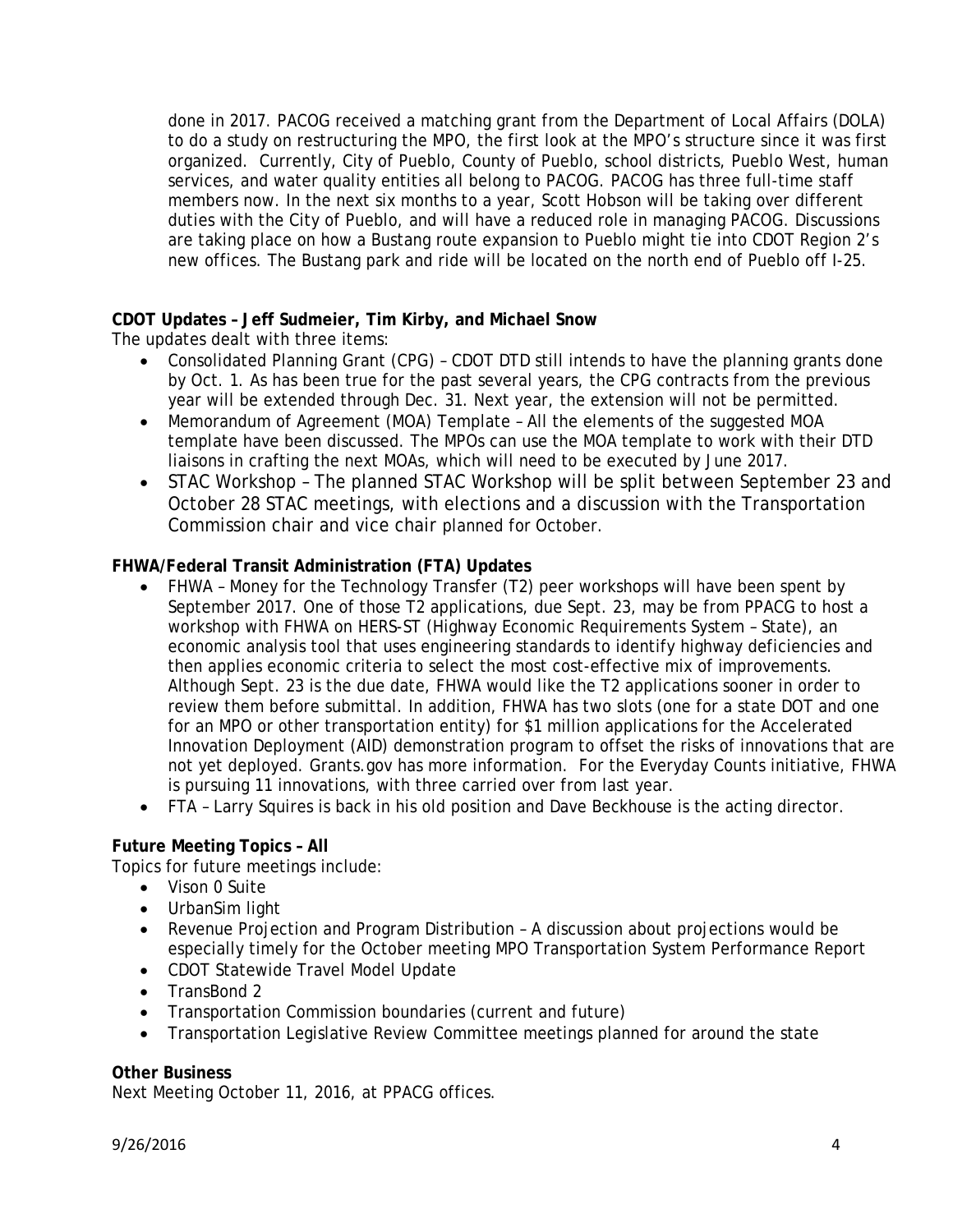done in 2017. PACOG received a matching grant from the Department of Local Affairs (DOLA) to do a study on restructuring the MPO, the first look at the MPO's structure since it was first organized. Currently, City of Pueblo, County of Pueblo, school districts, Pueblo West, human services, and water quality entities all belong to PACOG. PACOG has three full-time staff members now. In the next six months to a year, Scott Hobson will be taking over different duties with the City of Pueblo, and will have a reduced role in managing PACOG. Discussions are taking place on how a Bustang route expansion to Pueblo might tie into CDOT Region 2's new offices. The Bustang park and ride will be located on the north end of Pueblo off I-25.

**CDOT Updates – Jeff Sudmeier, Tim Kirby, and Michael Snow**

The updates dealt with three items:

- Consolidated Planning Grant (CPG) – CDOT DTD still intends to have the planning grants done by Oct. 1. As has been true for the past several years, the CPG contracts from the previous year will be extended through Dec. 31. Next year, the extension will not be permitted.
- Memorandum of Agreement (MOA) Template – All the elements of the suggested MOA template have been discussed. The MPOs can use the MOA template to work with their DTD liaisons in crafting the next MOAs, which will need to be executed by June 2017.
- STAC Workshop – The planned STAC Workshop will be split between September 23 and October 28 STAC meetings, with elections and a discussion with the Transportation Commission chair and vice chair planned for October.

**FHWA/Federal Transit Administration (FTA) Updates**

- FHWA – Money for the Technology Transfer (T2) peer workshops will have been spent by September 2017. One of those T2 applications, due Sept. 23, may be from PPACG to host a workshop with FHWA on HERS-ST (Highway Economic Requirements System – State), an economic analysis tool that uses engineering standards to identify highway deficiencies and then applies economic criteria to select the most cost-effective mix of improvements. Although Sept. 23 is the due date, FHWA would like the T2 applications sooner in order to review them before submittal. In addition, FHWA has two slots (one for a state DOT and one for an MPO or other transportation entity) for $1 million applications for the Accelerated Innovation Deployment (AID) demonstration program to offset the risks of innovations that are not yet deployed. Grants.gov has more information. For the Everyday Counts initiative, FHWA is pursuing 11 innovations, with three carried over from last year.
- FTA – Larry Squires is back in his old position and Dave Beckhouse is the acting director.

**Future Meeting Topics – All**

Topics for future meetings include:

- Vison 0 Suite
- UrbanSim light
- Revenue Projection and Program Distribution – A discussion about projections would be especially timely for the October meeting MPO Transportation System Performance Report
- CDOT Statewide Travel Model Update
- TransBond 2
- Transportation Commission boundaries (current and future)
- Transportation Legislative Review Committee meetings planned for around the state

**Other Business**

Next Meeting October 11, 2016, at PPACG offices.